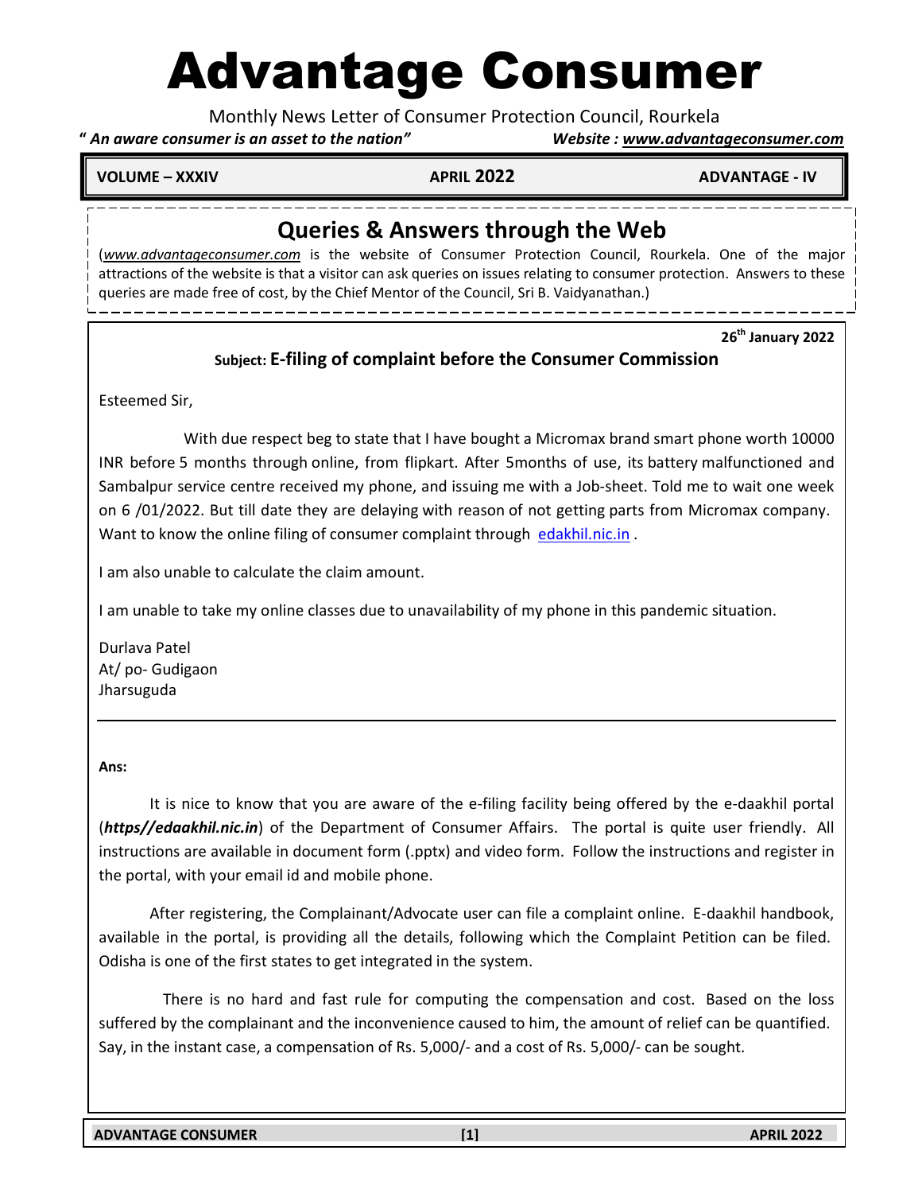# Advantage Consumer

Monthly News Letter of Consumer Protection Council, Rourkela

**" *An aware consumer is an asset to the nation"*** **Website : *www.advantageconsumer.com***

**VOLUME – XXXIV** **APRIL 2022** **ADVANTAGE - IV**

## Queries & Answers through the Web

(*www.advantageconsumer.com* is the website of Consumer Protection Council, Rourkela. One of the major attractions of the website is that a visitor can ask queries on issues relating to consumer protection. Answers to these queries are made free of cost, by the Chief Mentor of the Council, Sri B. Vaidyanathan.)

**26th January 2022**

**Subject: E-filing of complaint before the Consumer Commission**

Esteemed Sir,

With due respect beg to state that I have bought a Micromax brand smart phone worth 10000 INR before 5 months through online, from flipkart. After 5months of use, its battery malfunctioned and Sambalpur service centre received my phone, and issuing me with a Job-sheet. Told me to wait one week on 6 /01/2022. But till date they are delaying with reason of not getting parts from Micromax company. Want to know the online filing of consumer complaint through edakhil.nic.in .

I am also unable to calculate the claim amount.

I am unable to take my online classes due to unavailability of my phone in this pandemic situation.

Durlava Patel
At/ po- Gudigaon
Jharsuguda

---

**Ans:**

It is nice to know that you are aware of the e-filing facility being offered by the e-daakhil portal (***https//edaakhil.nic.in***) of the Department of Consumer Affairs. The portal is quite user friendly. All instructions are available in document form (.pptx) and video form. Follow the instructions and register in the portal, with your email id and mobile phone.

After registering, the Complainant/Advocate user can file a complaint online. E-daakhil handbook, available in the portal, is providing all the details, following which the Complaint Petition can be filed. Odisha is one of the first states to get integrated in the system.

There is no hard and fast rule for computing the compensation and cost. Based on the loss suffered by the complainant and the inconvenience caused to him, the amount of relief can be quantified. Say, in the instant case, a compensation of Rs. 5,000/- and a cost of Rs. 5,000/- can be sought.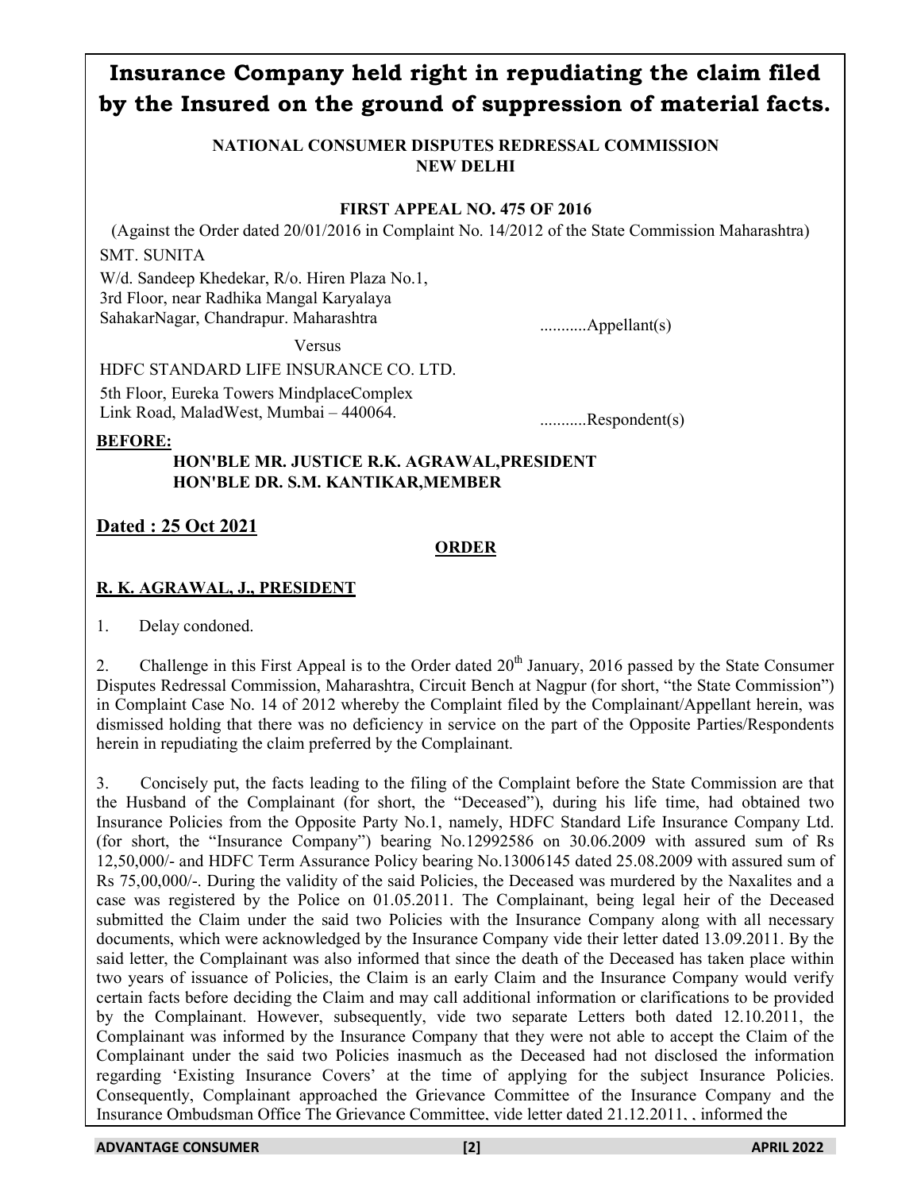# Insurance Company held right in repudiating the claim filed by the Insured on the ground of suppression of material facts.

**NATIONAL CONSUMER DISPUTES REDRESSAL COMMISSION**
**NEW DELHI**

**FIRST APPEAL NO. 475 OF 2016**

(Against the Order dated 20/01/2016 in Complaint No. 14/2012 of the State Commission Maharashtra)

SMT. SUNITA

W/d. Sandeep Khedekar, R/o. Hiren Plaza No.1,
3rd Floor, near Radhika Mangal Karyalaya
SahakarNagar, Chandrapur. Maharashtra ...........Appellant(s)

Versus

HDFC STANDARD LIFE INSURANCE CO. LTD.

5th Floor, Eureka Towers MindplaceComplex
Link Road, MaladWest, Mumbai – 440064. ...........Respondent(s)

**BEFORE:**

**HON'BLE MR. JUSTICE R.K. AGRAWAL,PRESIDENT**
**HON'BLE DR. S.M. KANTIKAR,MEMBER**

**Dated : 25 Oct 2021**

**ORDER**

**R. K. AGRAWAL, J., PRESIDENT**

1. Delay condoned.

2. Challenge in this First Appeal is to the Order dated 20th January, 2016 passed by the State Consumer Disputes Redressal Commission, Maharashtra, Circuit Bench at Nagpur (for short, "the State Commission") in Complaint Case No. 14 of 2012 whereby the Complaint filed by the Complainant/Appellant herein, was dismissed holding that there was no deficiency in service on the part of the Opposite Parties/Respondents herein in repudiating the claim preferred by the Complainant.

3. Concisely put, the facts leading to the filing of the Complaint before the State Commission are that the Husband of the Complainant (for short, the "Deceased"), during his life time, had obtained two Insurance Policies from the Opposite Party No.1, namely, HDFC Standard Life Insurance Company Ltd. (for short, the "Insurance Company") bearing No.12992586 on 30.06.2009 with assured sum of Rs 12,50,000/- and HDFC Term Assurance Policy bearing No.13006145 dated 25.08.2009 with assured sum of Rs 75,00,000/-. During the validity of the said Policies, the Deceased was murdered by the Naxalites and a case was registered by the Police on 01.05.2011. The Complainant, being legal heir of the Deceased submitted the Claim under the said two Policies with the Insurance Company along with all necessary documents, which were acknowledged by the Insurance Company vide their letter dated 13.09.2011. By the said letter, the Complainant was also informed that since the death of the Deceased has taken place within two years of issuance of Policies, the Claim is an early Claim and the Insurance Company would verify certain facts before deciding the Claim and may call additional information or clarifications to be provided by the Complainant. However, subsequently, vide two separate Letters both dated 12.10.2011, the Complainant was informed by the Insurance Company that they were not able to accept the Claim of the Complainant under the said two Policies inasmuch as the Deceased had not disclosed the information regarding 'Existing Insurance Covers' at the time of applying for the subject Insurance Policies. Consequently, Complainant approached the Grievance Committee of the Insurance Company and the Insurance Ombudsman Office The Grievance Committee, vide letter dated 21.12.2011, , informed the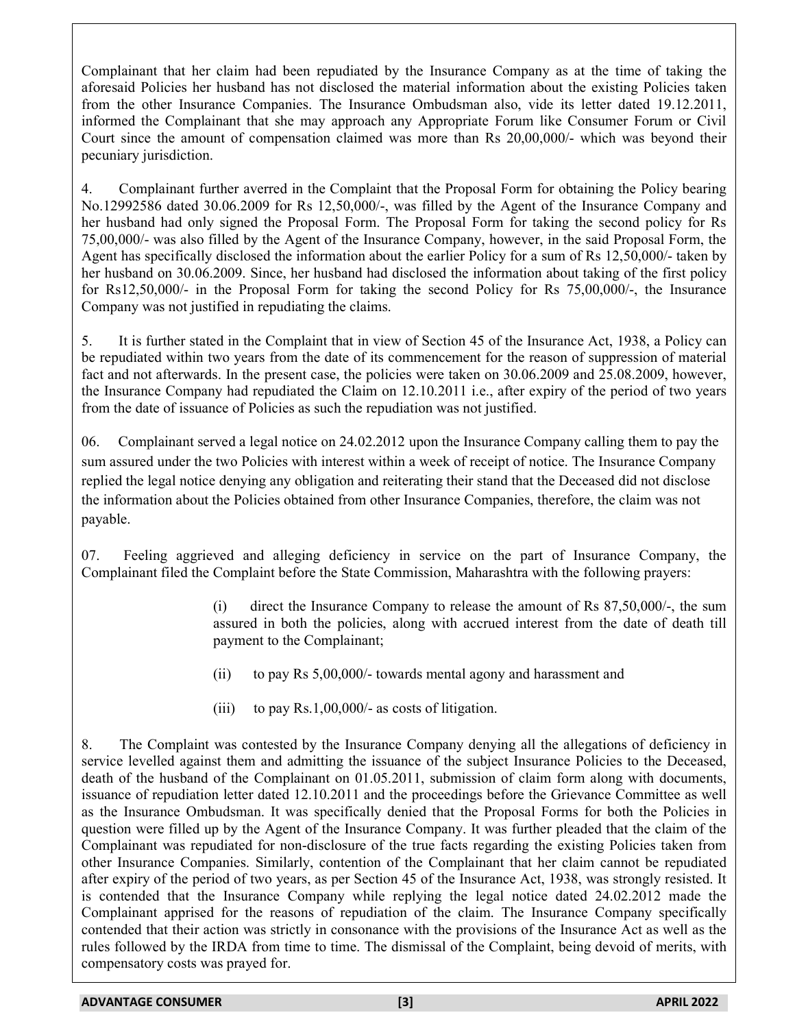Complainant that her claim had been repudiated by the Insurance Company as at the time of taking the aforesaid Policies her husband has not disclosed the material information about the existing Policies taken from the other Insurance Companies. The Insurance Ombudsman also, vide its letter dated 19.12.2011, informed the Complainant that she may approach any Appropriate Forum like Consumer Forum or Civil Court since the amount of compensation claimed was more than Rs 20,00,000/- which was beyond their pecuniary jurisdiction.

4. Complainant further averred in the Complaint that the Proposal Form for obtaining the Policy bearing No.12992586 dated 30.06.2009 for Rs 12,50,000/-, was filled by the Agent of the Insurance Company and her husband had only signed the Proposal Form. The Proposal Form for taking the second policy for Rs 75,00,000/- was also filled by the Agent of the Insurance Company, however, in the said Proposal Form, the Agent has specifically disclosed the information about the earlier Policy for a sum of Rs 12,50,000/- taken by her husband on 30.06.2009. Since, her husband had disclosed the information about taking of the first policy for Rs12,50,000/- in the Proposal Form for taking the second Policy for Rs 75,00,000/-, the Insurance Company was not justified in repudiating the claims.

5. It is further stated in the Complaint that in view of Section 45 of the Insurance Act, 1938, a Policy can be repudiated within two years from the date of its commencement for the reason of suppression of material fact and not afterwards. In the present case, the policies were taken on 30.06.2009 and 25.08.2009, however, the Insurance Company had repudiated the Claim on 12.10.2011 i.e., after expiry of the period of two years from the date of issuance of Policies as such the repudiation was not justified.

06. Complainant served a legal notice on 24.02.2012 upon the Insurance Company calling them to pay the sum assured under the two Policies with interest within a week of receipt of notice. The Insurance Company replied the legal notice denying any obligation and reiterating their stand that the Deceased did not disclose the information about the Policies obtained from other Insurance Companies, therefore, the claim was not payable.

07. Feeling aggrieved and alleging deficiency in service on the part of Insurance Company, the Complainant filed the Complaint before the State Commission, Maharashtra with the following prayers:

> (i) direct the Insurance Company to release the amount of Rs 87,50,000/-, the sum assured in both the policies, along with accrued interest from the date of death till payment to the Complainant;
>
> (ii) to pay Rs 5,00,000/- towards mental agony and harassment and
>
> (iii) to pay Rs.1,00,000/- as costs of litigation.

8. The Complaint was contested by the Insurance Company denying all the allegations of deficiency in service levelled against them and admitting the issuance of the subject Insurance Policies to the Deceased, death of the husband of the Complainant on 01.05.2011, submission of claim form along with documents, issuance of repudiation letter dated 12.10.2011 and the proceedings before the Grievance Committee as well as the Insurance Ombudsman. It was specifically denied that the Proposal Forms for both the Policies in question were filled up by the Agent of the Insurance Company. It was further pleaded that the claim of the Complainant was repudiated for non-disclosure of the true facts regarding the existing Policies taken from other Insurance Companies. Similarly, contention of the Complainant that her claim cannot be repudiated after expiry of the period of two years, as per Section 45 of the Insurance Act, 1938, was strongly resisted. It is contended that the Insurance Company while replying the legal notice dated 24.02.2012 made the Complainant apprised for the reasons of repudiation of the claim. The Insurance Company specifically contended that their action was strictly in consonance with the provisions of the Insurance Act as well as the rules followed by the IRDA from time to time. The dismissal of the Complaint, being devoid of merits, with compensatory costs was prayed for.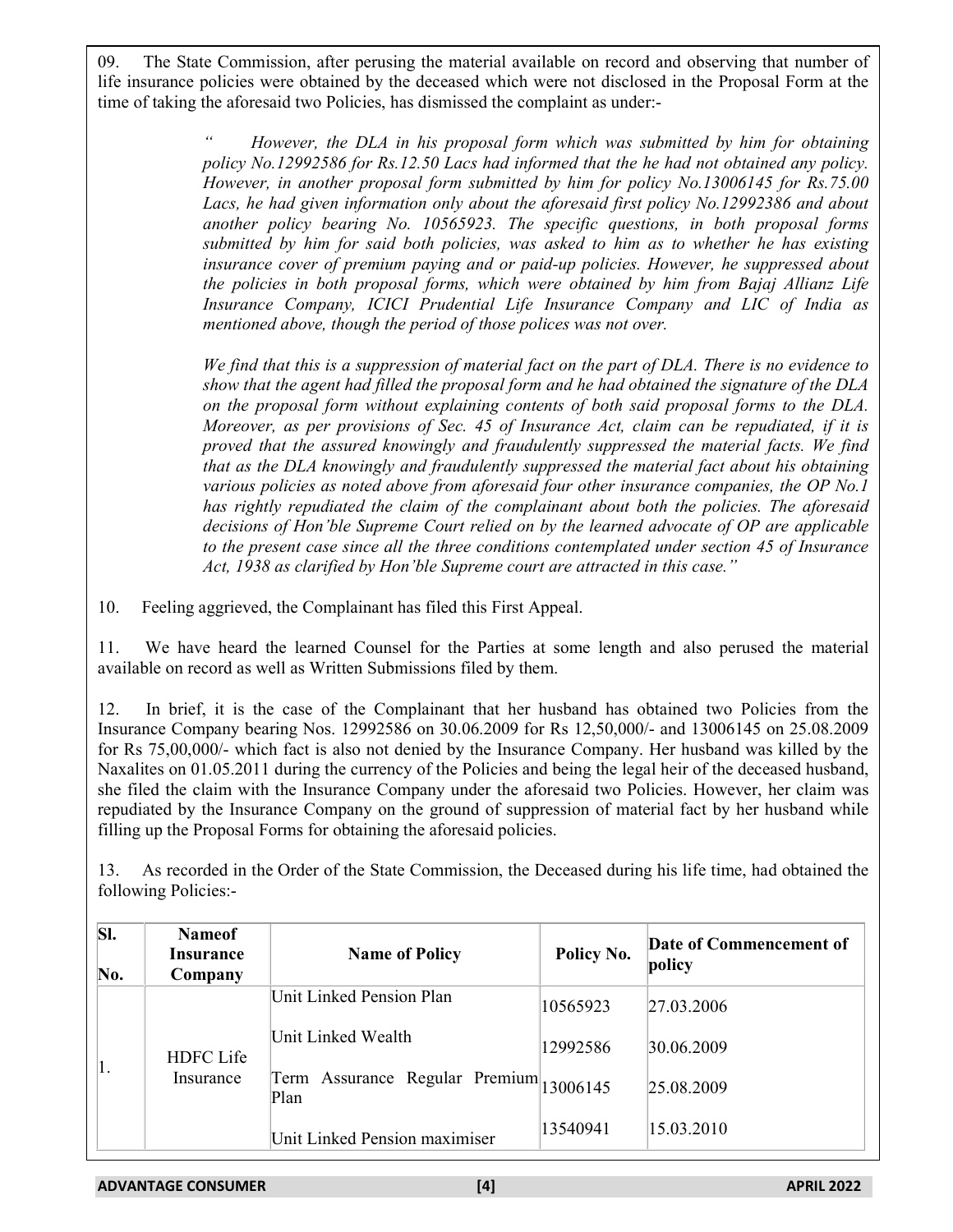09. The State Commission, after perusing the material available on record and observing that number of life insurance policies were obtained by the deceased which were not disclosed in the Proposal Form at the time of taking the aforesaid two Policies, has dismissed the complaint as under:-

> *" However, the DLA in his proposal form which was submitted by him for obtaining policy No.12992586 for Rs.12.50 Lacs had informed that the he had not obtained any policy. However, in another proposal form submitted by him for policy No.13006145 for Rs.75.00 Lacs, he had given information only about the aforesaid first policy No.12992386 and about another policy bearing No. 10565923. The specific questions, in both proposal forms submitted by him for said both policies, was asked to him as to whether he has existing insurance cover of premium paying and or paid-up policies. However, he suppressed about the policies in both proposal forms, which were obtained by him from Bajaj Allianz Life Insurance Company, ICICI Prudential Life Insurance Company and LIC of India as mentioned above, though the period of those polices was not over.*
>
> *We find that this is a suppression of material fact on the part of DLA. There is no evidence to show that the agent had filled the proposal form and he had obtained the signature of the DLA on the proposal form without explaining contents of both said proposal forms to the DLA. Moreover, as per provisions of Sec. 45 of Insurance Act, claim can be repudiated, if it is proved that the assured knowingly and fraudulently suppressed the material facts. We find that as the DLA knowingly and fraudulently suppressed the material fact about his obtaining various policies as noted above from aforesaid four other insurance companies, the OP No.1 has rightly repudiated the claim of the complainant about both the policies. The aforesaid decisions of Hon'ble Supreme Court relied on by the learned advocate of OP are applicable to the present case since all the three conditions contemplated under section 45 of Insurance Act, 1938 as clarified by Hon'ble Supreme court are attracted in this case."*

10. Feeling aggrieved, the Complainant has filed this First Appeal.

11. We have heard the learned Counsel for the Parties at some length and also perused the material available on record as well as Written Submissions filed by them.

12. In brief, it is the case of the Complainant that her husband has obtained two Policies from the Insurance Company bearing Nos. 12992586 on 30.06.2009 for Rs 12,50,000/- and 13006145 on 25.08.2009 for Rs 75,00,000/- which fact is also not denied by the Insurance Company. Her husband was killed by the Naxalites on 01.05.2011 during the currency of the Policies and being the legal heir of the deceased husband, she filed the claim with the Insurance Company under the aforesaid two Policies. However, her claim was repudiated by the Insurance Company on the ground of suppression of material fact by her husband while filling up the Proposal Forms for obtaining the aforesaid policies.

13. As recorded in the Order of the State Commission, the Deceased during his life time, had obtained the following Policies:-

| Sl. No. | Nameof Insurance Company | Name of Policy | Policy No. | Date of Commencement of policy |
|---|---|---|---|---|
| 1. | HDFC Life Insurance | Unit Linked Pension Plan | 10565923 | 27.03.2006 |
| | | Unit Linked Wealth | 12992586 | 30.06.2009 |
| | | Term Assurance Regular Premium Plan | 13006145 | 25.08.2009 |
| | | Unit Linked Pension maximiser | 13540941 | 15.03.2010 |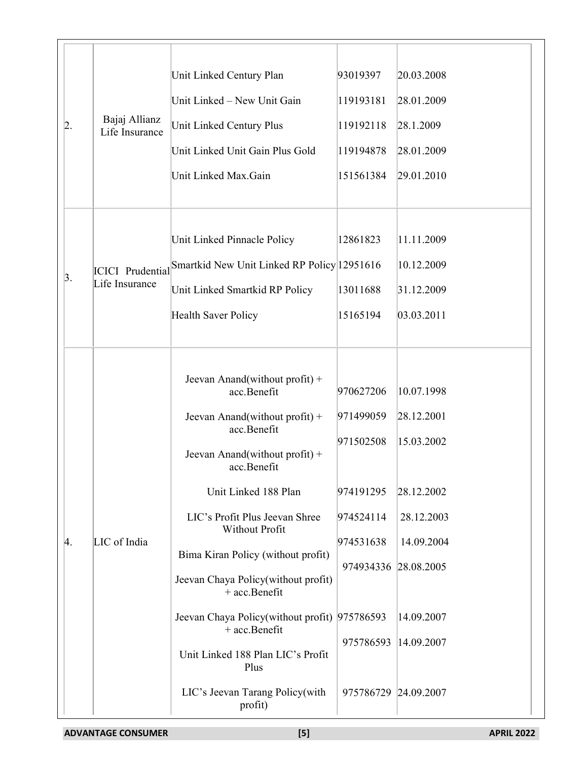| | | | | |
|---|---|---|---|---|
| 2. | Bajaj Allianz Life Insurance | Unit Linked Century Plan | 93019397 | 20.03.2008 |
| | | Unit Linked – New Unit Gain | 119193181 | 28.01.2009 |
| | | Unit Linked Century Plus | 119192118 | 28.1.2009 |
| | | Unit Linked Unit Gain Plus Gold | 119194878 | 28.01.2009 |
| | | Unit Linked Max.Gain | 151561384 | 29.01.2010 |
| 3. | ICICI Prudential Life Insurance | Unit Linked Pinnacle Policy | 12861823 | 11.11.2009 |
| | | Smartkid New Unit Linked RP Policy | 12951616 | 10.12.2009 |
| | | Unit Linked Smartkid RP Policy | 13011688 | 31.12.2009 |
| | | Health Saver Policy | 15165194 | 03.03.2011 |
| 4. | LIC of India | Jeevan Anand(without profit) + acc.Benefit | 970627206 | 10.07.1998 |
| | | Jeevan Anand(without profit) + acc.Benefit | 971499059 | 28.12.2001 |
| | | Jeevan Anand(without profit) + acc.Benefit | 971502508 | 15.03.2002 |
| | | Unit Linked 188 Plan | 974191295 | 28.12.2002 |
| | | LIC's Profit Plus Jeevan Shree Without Profit | 974524114 | 28.12.2003 |
| | | Bima Kiran Policy (without profit) | 974531638 | 14.09.2004 |
| | | Jeevan Chaya Policy(without profit) + acc.Benefit | 974934336 | 28.08.2005 |
| | | Jeevan Chaya Policy(without profit) + acc.Benefit | 975786593 | 14.09.2007 |
| | | Unit Linked 188 Plan LIC's Profit Plus | 975786593 | 14.09.2007 |
| | | LIC's Jeevan Tarang Policy(with profit) | 975786729 | 24.09.2007 |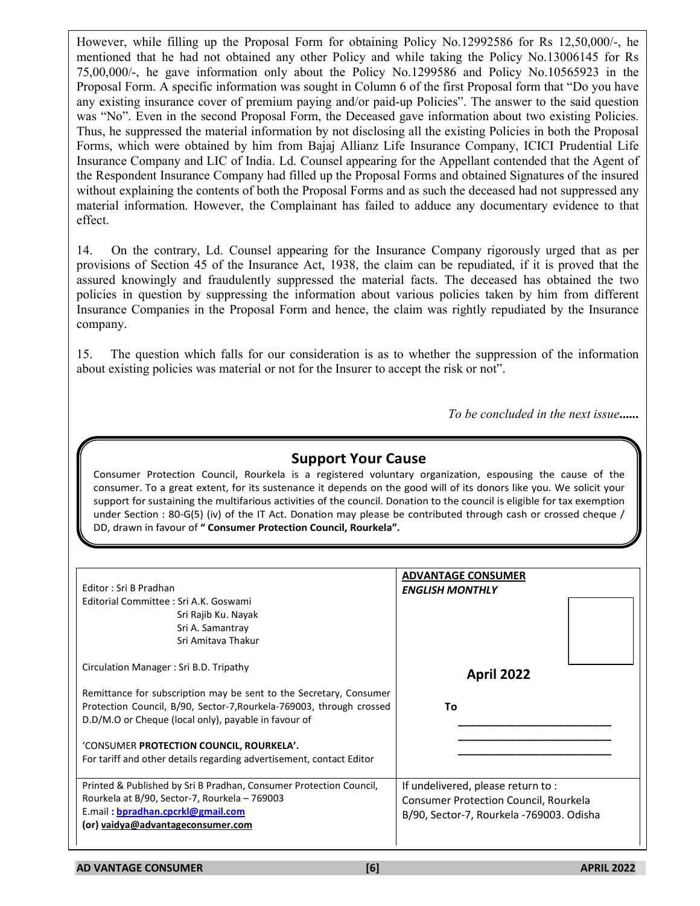However, while filling up the Proposal Form for obtaining Policy No.12992586 for Rs 12,50,000/-, he mentioned that he had not obtained any other Policy and while taking the Policy No.13006145 for Rs 75,00,000/-, he gave information only about the Policy No.1299586 and Policy No.10565923 in the Proposal Form. A specific information was sought in Column 6 of the first Proposal form that "Do you have any existing insurance cover of premium paying and/or paid-up Policies". The answer to the said question was "No". Even in the second Proposal Form, the Deceased gave information about two existing Policies. Thus, he suppressed the material information by not disclosing all the existing Policies in both the Proposal Forms, which were obtained by him from Bajaj Allianz Life Insurance Company, ICICI Prudential Life Insurance Company and LIC of India. Ld. Counsel appearing for the Appellant contended that the Agent of the Respondent Insurance Company had filled up the Proposal Forms and obtained Signatures of the insured without explaining the contents of both the Proposal Forms and as such the deceased had not suppressed any material information. However, the Complainant has failed to adduce any documentary evidence to that effect.

14. On the contrary, Ld. Counsel appearing for the Insurance Company rigorously urged that as per provisions of Section 45 of the Insurance Act, 1938, the claim can be repudiated, if it is proved that the assured knowingly and fraudulently suppressed the material facts. The deceased has obtained the two policies in question by suppressing the information about various policies taken by him from different Insurance Companies in the Proposal Form and hence, the claim was rightly repudiated by the Insurance company.

15. The question which falls for our consideration is as to whether the suppression of the information about existing policies was material or not for the Insurer to accept the risk or not".

*To be concluded in the next issue......*

## Support Your Cause

Consumer Protection Council, Rourkela is a registered voluntary organization, espousing the cause of the consumer. To a great extent, for its sustenance it depends on the good will of its donors like you. We solicit your support for sustaining the multifarious activities of the council. Donation to the council is eligible for tax exemption under Section : 80-G(5) (iv) of the IT Act. Donation may please be contributed through cash or crossed cheque / DD, drawn in favour of **" Consumer Protection Council, Rourkela".**

Editor : Sri B Pradhan
Editorial Committee : Sri A.K. Goswami
Sri Rajib Ku. Nayak
Sri A. Samantray
Sri Amitava Thakur

Circulation Manager : Sri B.D. Tripathy

Remittance for subscription may be sent to the Secretary, Consumer Protection Council, B/90, Sector-7,Rourkela-769003, through crossed D.D/M.O or Cheque (local only), payable in favour of

'CONSUMER **PROTECTION COUNCIL, ROURKELA'.**
For tariff and other details regarding advertisement, contact Editor

**ADVANTAGE CONSUMER**
***ENGLISH MONTHLY***

**April 2022**

**To**

\_\_\_\_\_\_\_\_\_\_\_\_\_\_\_\_\_\_\_\_\_\_\_\_
\_\_\_\_\_\_\_\_\_\_\_\_\_\_\_\_\_\_\_\_\_\_\_\_
\_\_\_\_\_\_\_\_\_\_\_\_\_\_\_\_\_\_\_\_\_\_\_\_

Printed & Published by Sri B Pradhan, Consumer Protection Council, Rourkela at B/90, Sector-7, Rourkela – 769003
E.mail : **bpradhan.cpcrkl@gmail.com**
**(or) vaidya@advantageconsumer.com**

If undelivered, please return to :
Consumer Protection Council, Rourkela
B/90, Sector-7, Rourkela -769003. Odisha